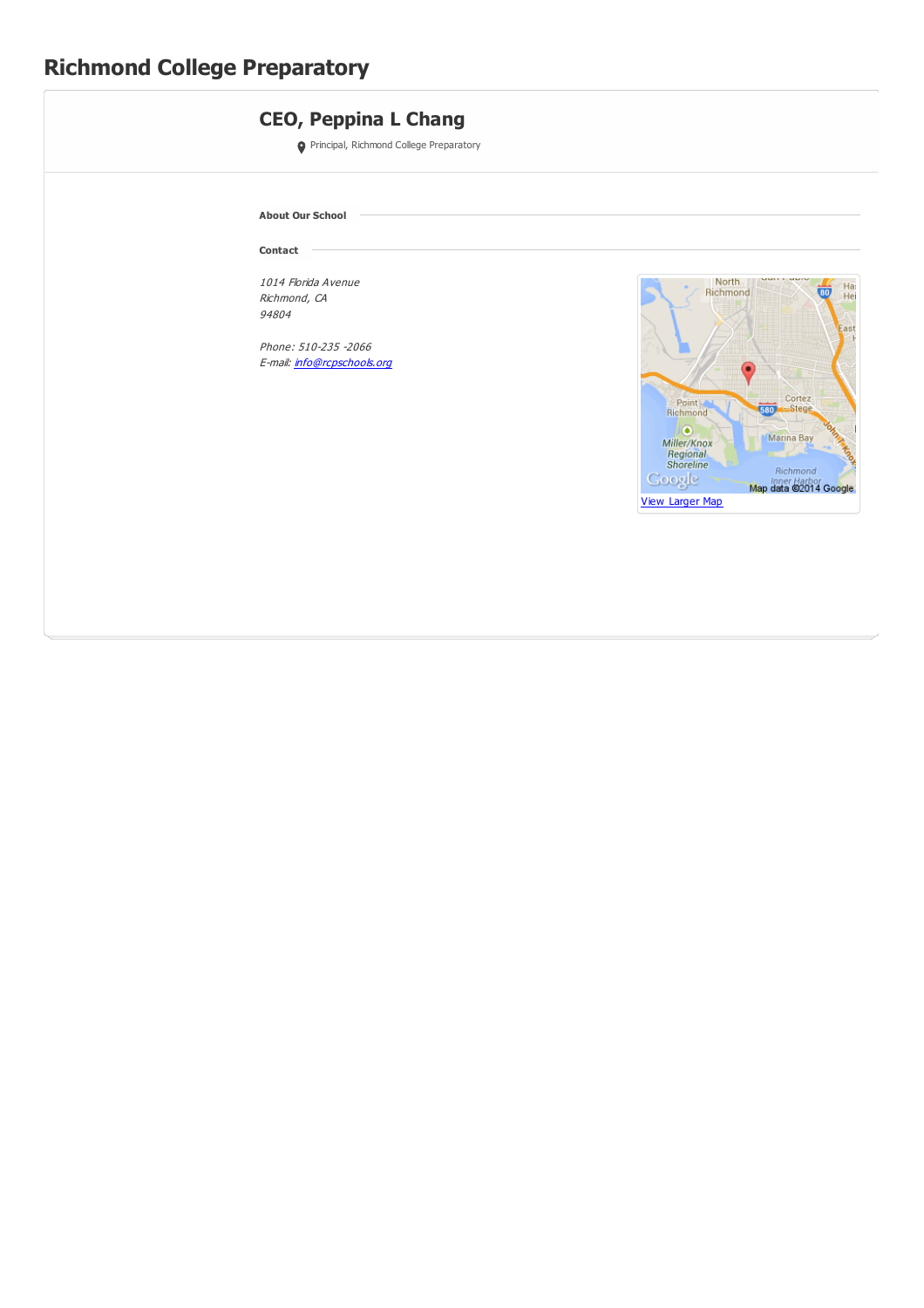# Richmond College Preparatory

## CEO, Peppina L Chang

Principal, Richmond College Preparatory

**About Our School**

**Contact**

*1014 Florida Avenue*
*Richmond, CA*
*94804*

*Phone: 510-235 -2066*
*E-mail: [info@rcpschools.org](mailto:info@rcpschools.org)*

[View Larger Map]()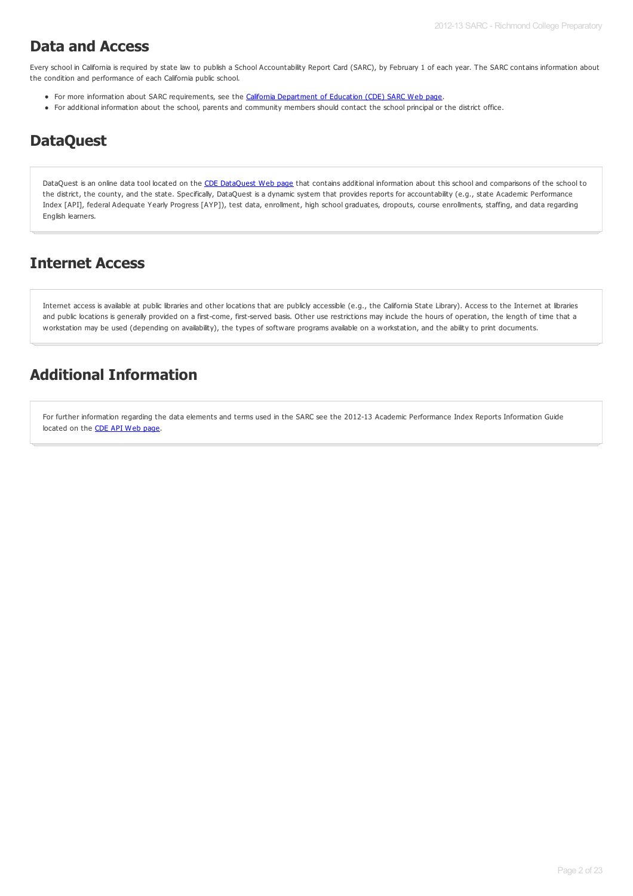## Data and Access

Every school in California is required by state law to publish a School Accountability Report Card (SARC), by February 1 of each year. The SARC contains information about the condition and performance of each California public school.

- For more information about SARC requirements, see the California Department of Education (CDE) SARC Web page.
- For additional information about the school, parents and community members should contact the school principal or the district office.

## DataQuest

DataQuest is an online data tool located on the CDE DataQuest Web page that contains additional information about this school and comparisons of the school to the district, the county, and the state. Specifically, DataQuest is a dynamic system that provides reports for accountability (e.g., state Academic Performance Index [API], federal Adequate Yearly Progress [AYP]), test data, enrollment, high school graduates, dropouts, course enrollments, staffing, and data regarding English learners.

## Internet Access

Internet access is available at public libraries and other locations that are publicly accessible (e.g., the California State Library). Access to the Internet at libraries and public locations is generally provided on a first-come, first-served basis. Other use restrictions may include the hours of operation, the length of time that a workstation may be used (depending on availability), the types of software programs available on a workstation, and the ability to print documents.

## Additional Information

For further information regarding the data elements and terms used in the SARC see the 2012-13 Academic Performance Index Reports Information Guide located on the CDE API Web page.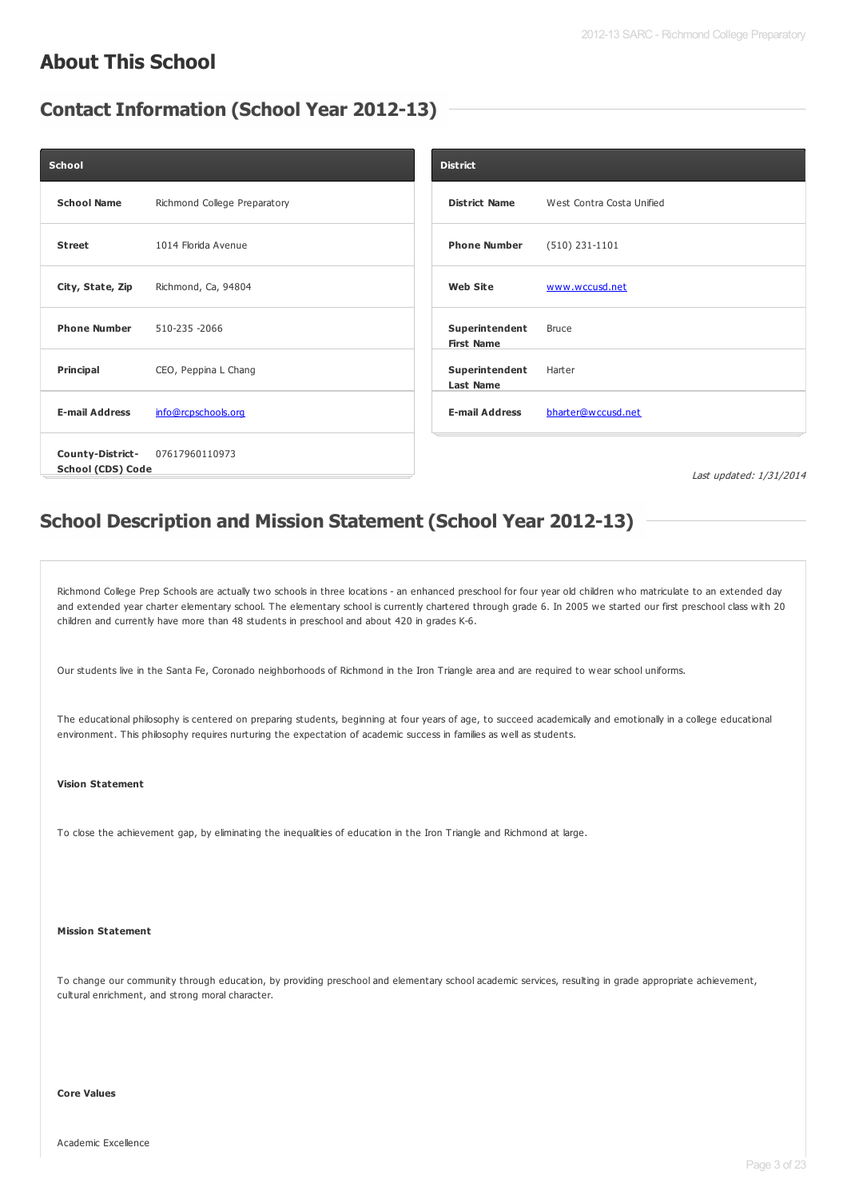## About This School

### Contact Information (School Year 2012-13)

| School | |
|---|---|
| **School Name** | Richmond College Preparatory |
| **Street** | 1014 Florida Avenue |
| **City, State, Zip** | Richmond, Ca, 94804 |
| **Phone Number** | 510-235 -2066 |
| **Principal** | CEO, Peppina L Chang |
| **E-mail Address** | info@rcpschools.org |
| **County-District-School (CDS) Code** | 07617960110973 |

| District | |
|---|---|
| **District Name** | West Contra Costa Unified |
| **Phone Number** | (510) 231-1101 |
| **Web Site** | www.wccusd.net |
| **Superintendent First Name** | Bruce |
| **Superintendent Last Name** | Harter |
| **E-mail Address** | bharter@wccusd.net |

*Last updated: 1/31/2014*

### School Description and Mission Statement (School Year 2012-13)

Richmond College Prep Schools are actually two schools in three locations - an enhanced preschool for four year old children who matriculate to an extended day and extended year charter elementary school. The elementary school is currently chartered through grade 6. In 2005 we started our first preschool class with 20 children and currently have more than 48 students in preschool and about 420 in grades K-6.

Our students live in the Santa Fe, Coronado neighborhoods of Richmond in the Iron Triangle area and are required to wear school uniforms.

The educational philosophy is centered on preparing students, beginning at four years of age, to succeed academically and emotionally in a college educational environment. This philosophy requires nurturing the expectation of academic success in families as well as students.

**Vision Statement**

To close the achievement gap, by eliminating the inequalities of education in the Iron Triangle and Richmond at large.

**Mission Statement**

To change our community through education, by providing preschool and elementary school academic services, resulting in grade appropriate achievement, cultural enrichment, and strong moral character.

**Core Values**

Academic Excellence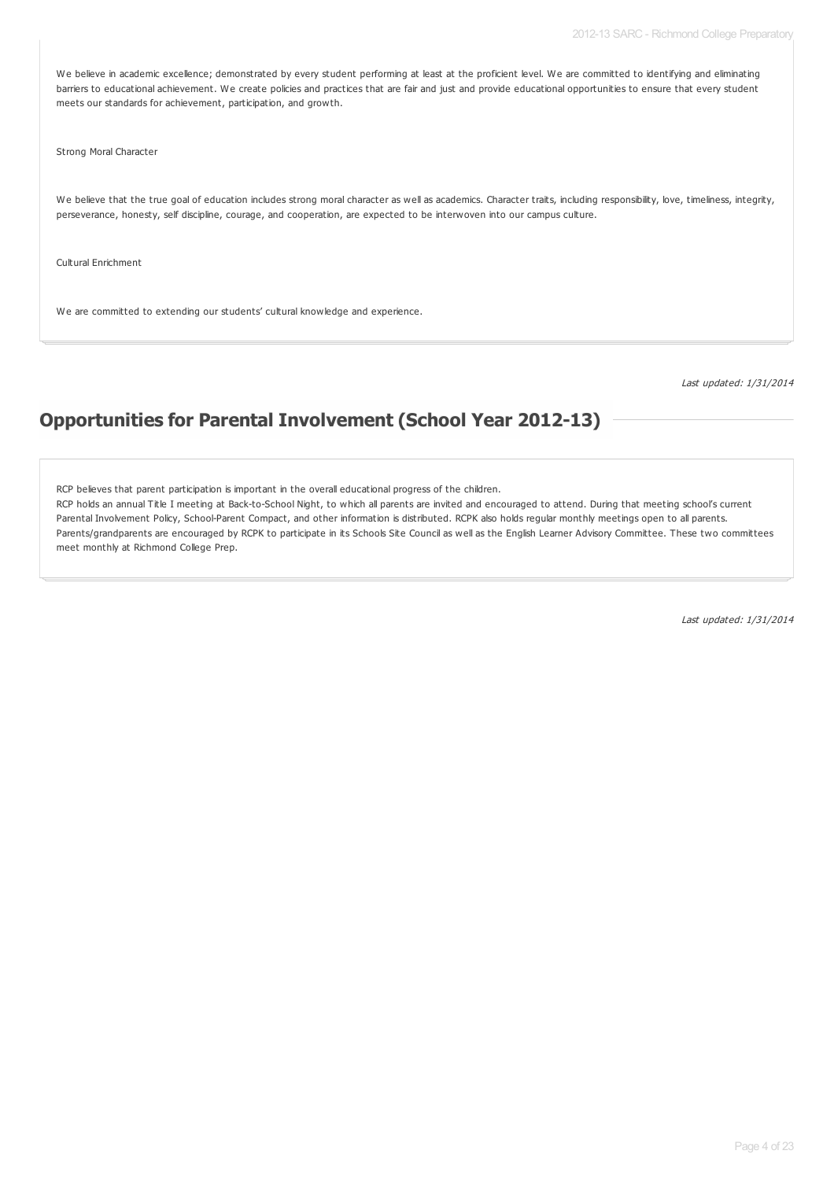We believe in academic excellence; demonstrated by every student performing at least at the proficient level. We are committed to identifying and eliminating barriers to educational achievement. We create policies and practices that are fair and just and provide educational opportunities to ensure that every student meets our standards for achievement, participation, and growth.

Strong Moral Character

We believe that the true goal of education includes strong moral character as well as academics. Character traits, including responsibility, love, timeliness, integrity, perseverance, honesty, self discipline, courage, and cooperation, are expected to be interwoven into our campus culture.

Cultural Enrichment

We are committed to extending our students' cultural knowledge and experience.

*Last updated: 1/31/2014*

## Opportunities for Parental Involvement (School Year 2012-13)

RCP believes that parent participation is important in the overall educational progress of the children.
RCP holds an annual Title I meeting at Back-to-School Night, to which all parents are invited and encouraged to attend. During that meeting school's current Parental Involvement Policy, School-Parent Compact, and other information is distributed. RCPK also holds regular monthly meetings open to all parents.
Parents/grandparents are encouraged by RCPK to participate in its Schools Site Council as well as the English Learner Advisory Committee. These two committees meet monthly at Richmond College Prep.

*Last updated: 1/31/2014*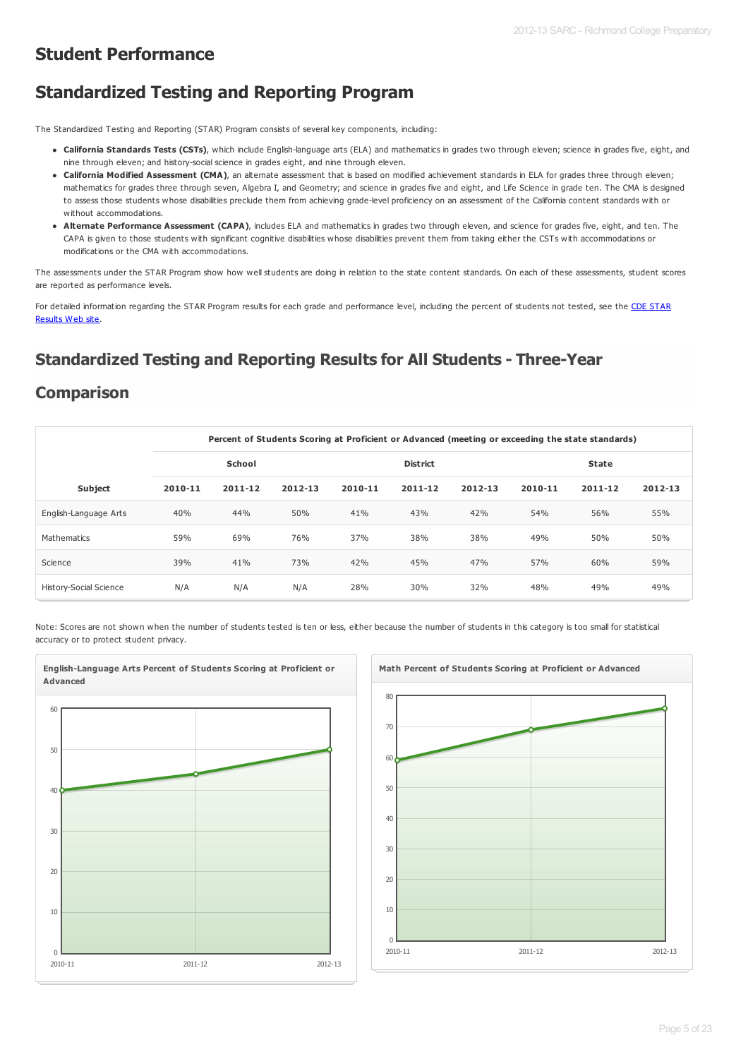# Student Performance

# Standardized Testing and Reporting Program

The Standardized Testing and Reporting (STAR) Program consists of several key components, including:

- **California Standards Tests (CSTs)**, which include English-language arts (ELA) and mathematics in grades two through eleven; science in grades five, eight, and nine through eleven; and history-social science in grades eight, and nine through eleven.
- **California Modified Assessment (CMA)**, an alternate assessment that is based on modified achievement standards in ELA for grades three through eleven; mathematics for grades three through seven, Algebra I, and Geometry; and science in grades five and eight, and Life Science in grade ten. The CMA is designed to assess those students whose disabilities preclude them from achieving grade-level proficiency on an assessment of the California content standards with or without accommodations.
- **Alternate Performance Assessment (CAPA)**, includes ELA and mathematics in grades two through eleven, and science for grades five, eight, and ten. The CAPA is given to those students with significant cognitive disabilities whose disabilities prevent them from taking either the CSTs with accommodations or modifications or the CMA with accommodations.

The assessments under the STAR Program show how well students are doing in relation to the state content standards. On each of these assessments, student scores are reported as performance levels.

For detailed information regarding the STAR Program results for each grade and performance level, including the percent of students not tested, see the [CDE STAR Results Web site](CDE STAR Results Web site).

## Standardized Testing and Reporting Results for All Students - Three-Year Comparison

| | Percent of Students Scoring at Proficient or Advanced (meeting or exceeding the state standards) | | | | | | | | |
|---|---|---|---|---|---|---|---|---|---|
| | School | | | District | | | State | | |
| Subject | 2010-11 | 2011-12 | 2012-13 | 2010-11 | 2011-12 | 2012-13 | 2010-11 | 2011-12 | 2012-13 |
| English-Language Arts | 40% | 44% | 50% | 41% | 43% | 42% | 54% | 56% | 55% |
| Mathematics | 59% | 69% | 76% | 37% | 38% | 38% | 49% | 50% | 50% |
| Science | 39% | 41% | 73% | 42% | 45% | 47% | 57% | 60% | 59% |
| History-Social Science | N/A | N/A | N/A | 28% | 30% | 32% | 48% | 49% | 49% |

Note: Scores are not shown when the number of students tested is ten or less, either because the number of students in this category is too small for statistical accuracy or to protect student privacy.

**English-Language Arts Percent of Students Scoring at Proficient or Advanced**

**Math Percent of Students Scoring at Proficient or Advanced**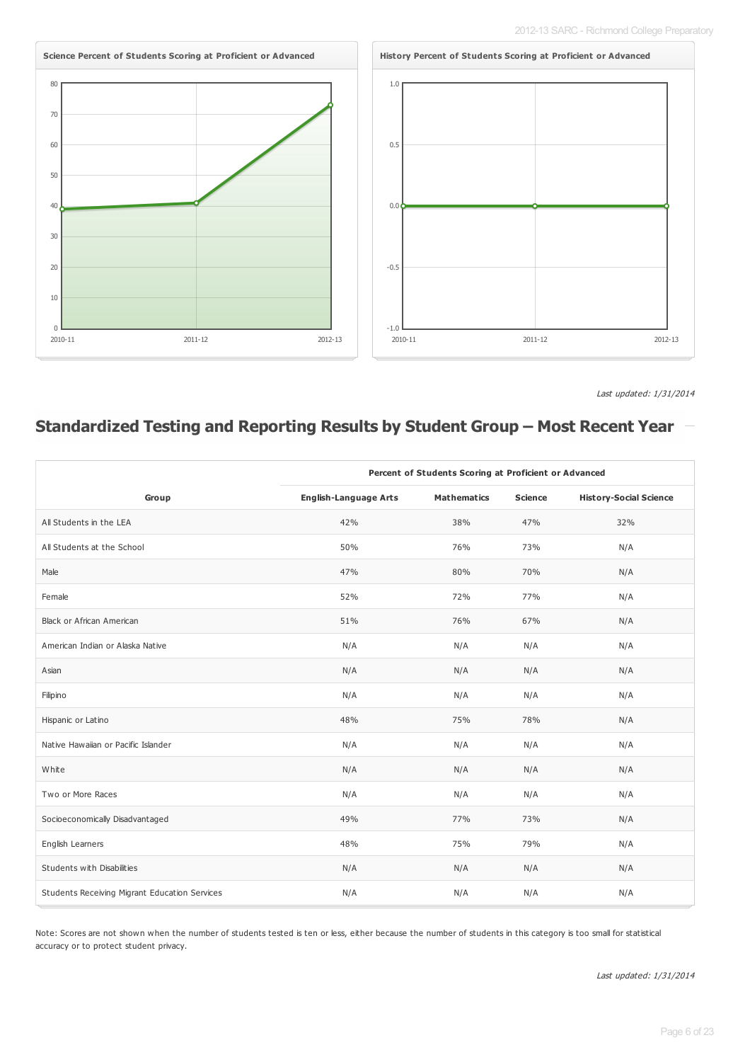**Science Percent of Students Scoring at Proficient or Advanced**

**History Percent of Students Scoring at Proficient or Advanced**

*Last updated: 1/31/2014*

## Standardized Testing and Reporting Results by Student Group – Most Recent Year

| Group | Percent of Students Scoring at Proficient or Advanced | | | |
|---|---|---|---|---|
| | English-Language Arts | Mathematics | Science | History-Social Science |
| All Students in the LEA | 42% | 38% | 47% | 32% |
| All Students at the School | 50% | 76% | 73% | N/A |
| Male | 47% | 80% | 70% | N/A |
| Female | 52% | 72% | 77% | N/A |
| Black or African American | 51% | 76% | 67% | N/A |
| American Indian or Alaska Native | N/A | N/A | N/A | N/A |
| Asian | N/A | N/A | N/A | N/A |
| Filipino | N/A | N/A | N/A | N/A |
| Hispanic or Latino | 48% | 75% | 78% | N/A |
| Native Hawaiian or Pacific Islander | N/A | N/A | N/A | N/A |
| White | N/A | N/A | N/A | N/A |
| Two or More Races | N/A | N/A | N/A | N/A |
| Socioeconomically Disadvantaged | 49% | 77% | 73% | N/A |
| English Learners | 48% | 75% | 79% | N/A |
| Students with Disabilities | N/A | N/A | N/A | N/A |
| Students Receiving Migrant Education Services | N/A | N/A | N/A | N/A |

Note: Scores are not shown when the number of students tested is ten or less, either because the number of students in this category is too small for statistical accuracy or to protect student privacy.

*Last updated: 1/31/2014*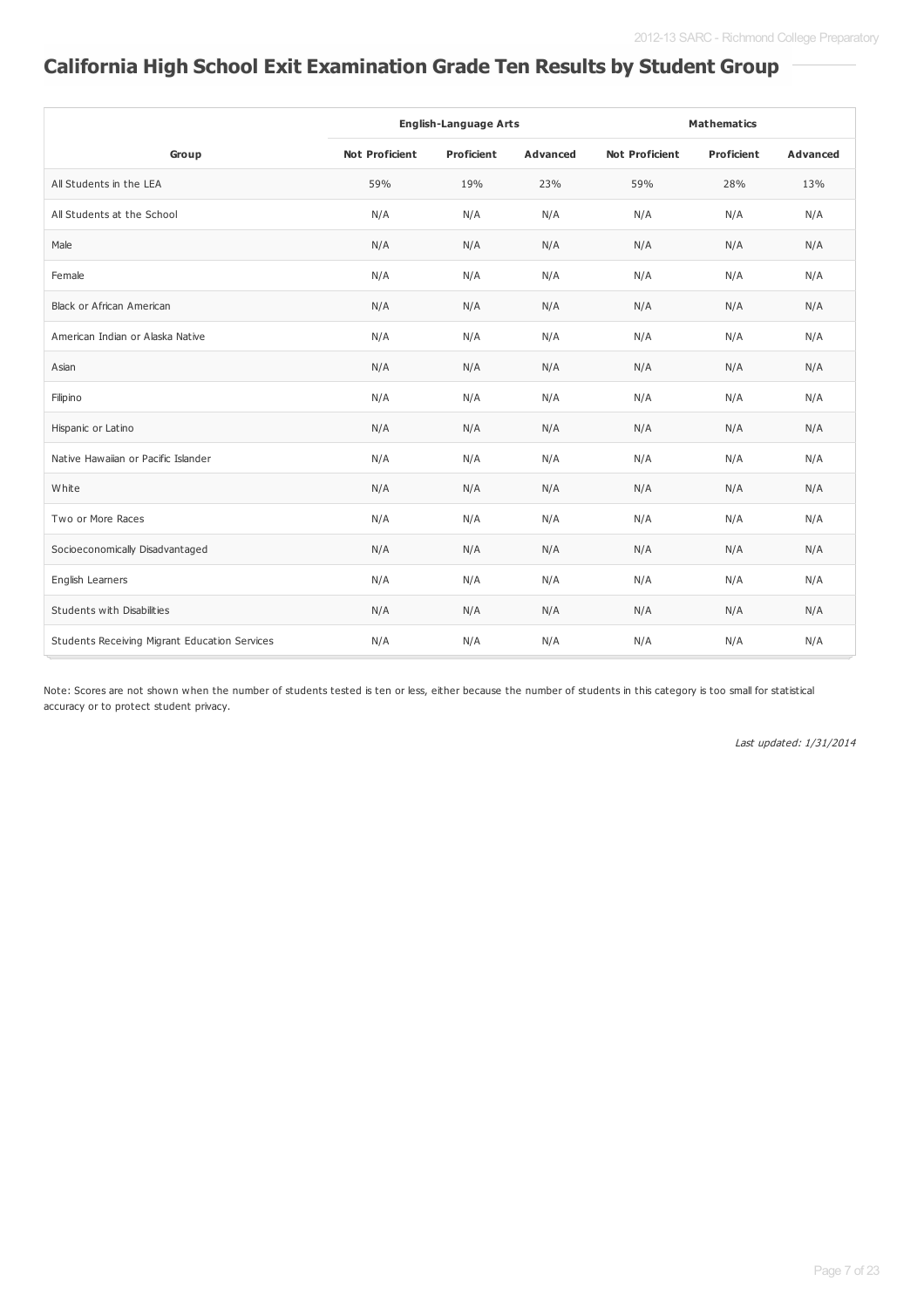## California High School Exit Examination Grade Ten Results by Student Group

| Group | English-Language Arts | | | Mathematics | | |
|---|---|---|---|---|---|---|
| | Not Proficient | Proficient | Advanced | Not Proficient | Proficient | Advanced |
| All Students in the LEA | 59% | 19% | 23% | 59% | 28% | 13% |
| All Students at the School | N/A | N/A | N/A | N/A | N/A | N/A |
| Male | N/A | N/A | N/A | N/A | N/A | N/A |
| Female | N/A | N/A | N/A | N/A | N/A | N/A |
| Black or African American | N/A | N/A | N/A | N/A | N/A | N/A |
| American Indian or Alaska Native | N/A | N/A | N/A | N/A | N/A | N/A |
| Asian | N/A | N/A | N/A | N/A | N/A | N/A |
| Filipino | N/A | N/A | N/A | N/A | N/A | N/A |
| Hispanic or Latino | N/A | N/A | N/A | N/A | N/A | N/A |
| Native Hawaiian or Pacific Islander | N/A | N/A | N/A | N/A | N/A | N/A |
| White | N/A | N/A | N/A | N/A | N/A | N/A |
| Two or More Races | N/A | N/A | N/A | N/A | N/A | N/A |
| Socioeconomically Disadvantaged | N/A | N/A | N/A | N/A | N/A | N/A |
| English Learners | N/A | N/A | N/A | N/A | N/A | N/A |
| Students with Disabilities | N/A | N/A | N/A | N/A | N/A | N/A |
| Students Receiving Migrant Education Services | N/A | N/A | N/A | N/A | N/A | N/A |

Note: Scores are not shown when the number of students tested is ten or less, either because the number of students in this category is too small for statistical accuracy or to protect student privacy.

*Last updated: 1/31/2014*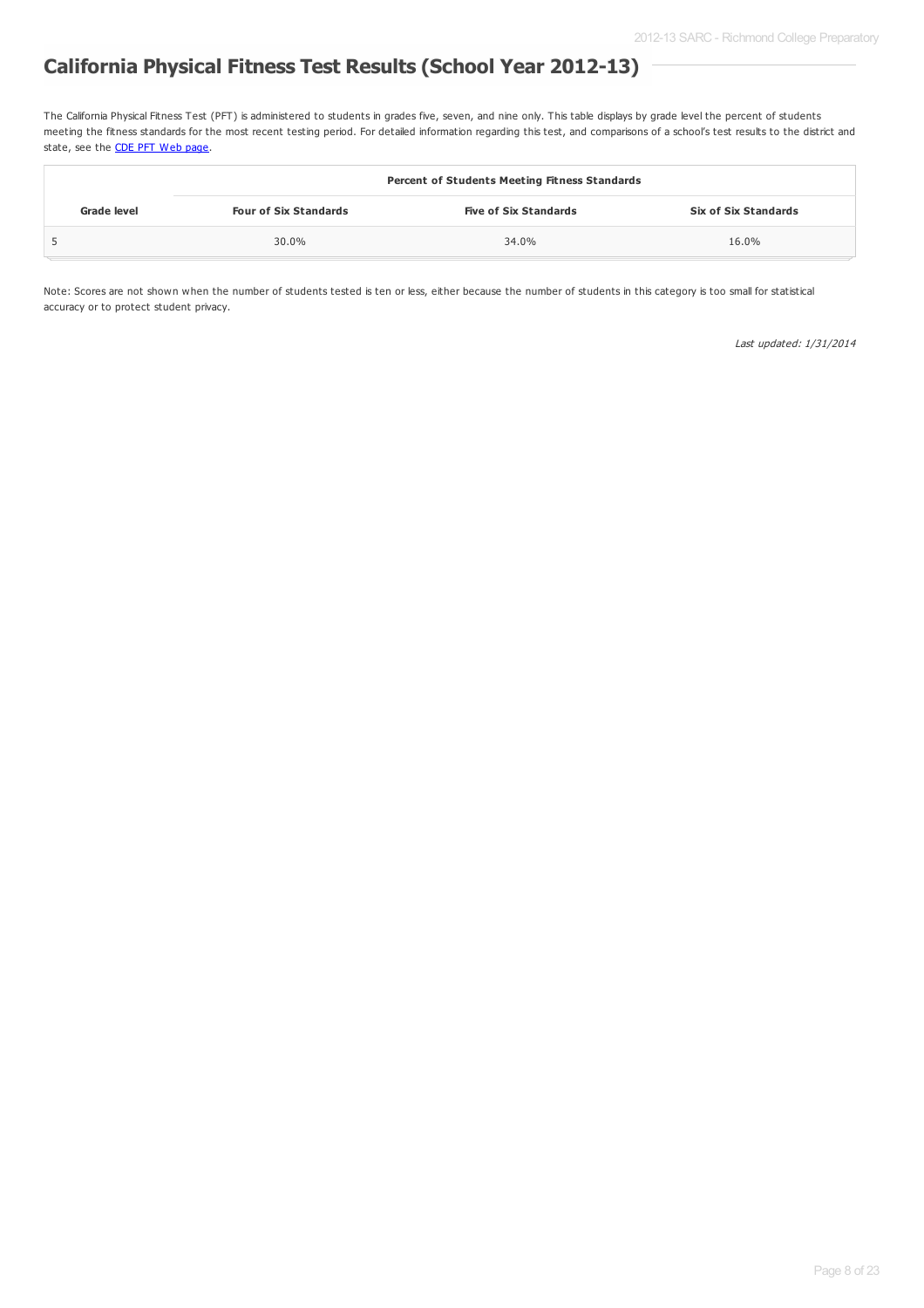## California Physical Fitness Test Results (School Year 2012-13)

The California Physical Fitness Test (PFT) is administered to students in grades five, seven, and nine only. This table displays by grade level the percent of students meeting the fitness standards for the most recent testing period. For detailed information regarding this test, and comparisons of a school's test results to the district and state, see the CDE PFT Web page.

| Grade level | Percent of Students Meeting Fitness Standards | | |
|---|---|---|---|
| | Four of Six Standards | Five of Six Standards | Six of Six Standards |
| 5 | 30.0% | 34.0% | 16.0% |

Note: Scores are not shown when the number of students tested is ten or less, either because the number of students in this category is too small for statistical accuracy or to protect student privacy.

*Last updated: 1/31/2014*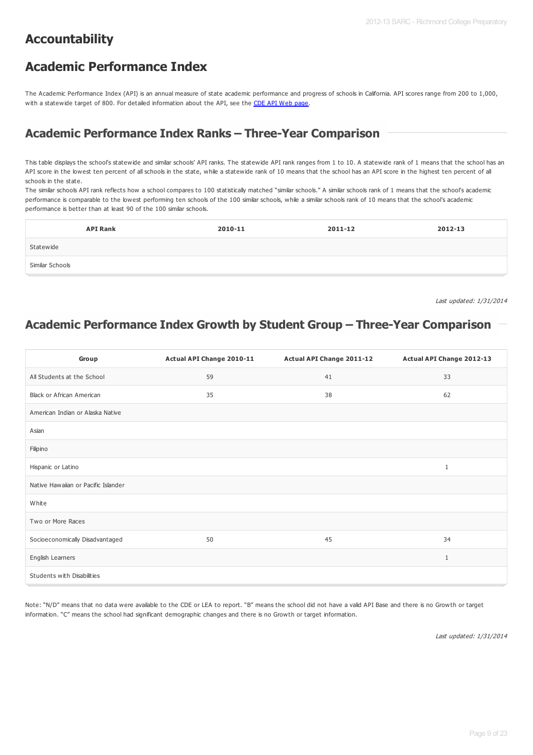# Accountability

# Academic Performance Index

The Academic Performance Index (API) is an annual measure of state academic performance and progress of schools in California. API scores range from 200 to 1,000, with a statewide target of 800. For detailed information about the API, see the [CDE API Web page](CDE API Web page).

## Academic Performance Index Ranks – Three-Year Comparison

This table displays the school's statewide and similar schools' API ranks. The statewide API rank ranges from 1 to 10. A statewide rank of 1 means that the school has an API score in the lowest ten percent of all schools in the state, while a statewide rank of 10 means that the school has an API score in the highest ten percent of all schools in the state.

The similar schools API rank reflects how a school compares to 100 statistically matched "similar schools." A similar schools rank of 1 means that the school's academic performance is comparable to the lowest performing ten schools of the 100 similar schools, while a similar schools rank of 10 means that the school's academic performance is better than at least 90 of the 100 similar schools.

| API Rank | 2010-11 | 2011-12 | 2012-13 |
|---|---|---|---|
| Statewide | | | |
| Similar Schools | | | |

*Last updated: 1/31/2014*

## Academic Performance Index Growth by Student Group – Three-Year Comparison

| Group | Actual API Change 2010-11 | Actual API Change 2011-12 | Actual API Change 2012-13 |
|---|---|---|---|
| All Students at the School | 59 | 41 | 33 |
| Black or African American | 35 | 38 | 62 |
| American Indian or Alaska Native | | | |
| Asian | | | |
| Filipino | | | |
| Hispanic or Latino | | | 1 |
| Native Hawaiian or Pacific Islander | | | |
| White | | | |
| Two or More Races | | | |
| Socioeconomically Disadvantaged | 50 | 45 | 34 |
| English Learners | | | 1 |
| Students with Disabilities | | | |

Note: "N/D" means that no data were available to the CDE or LEA to report. "B" means the school did not have a valid API Base and there is no Growth or target information. "C" means the school had significant demographic changes and there is no Growth or target information.

*Last updated: 1/31/2014*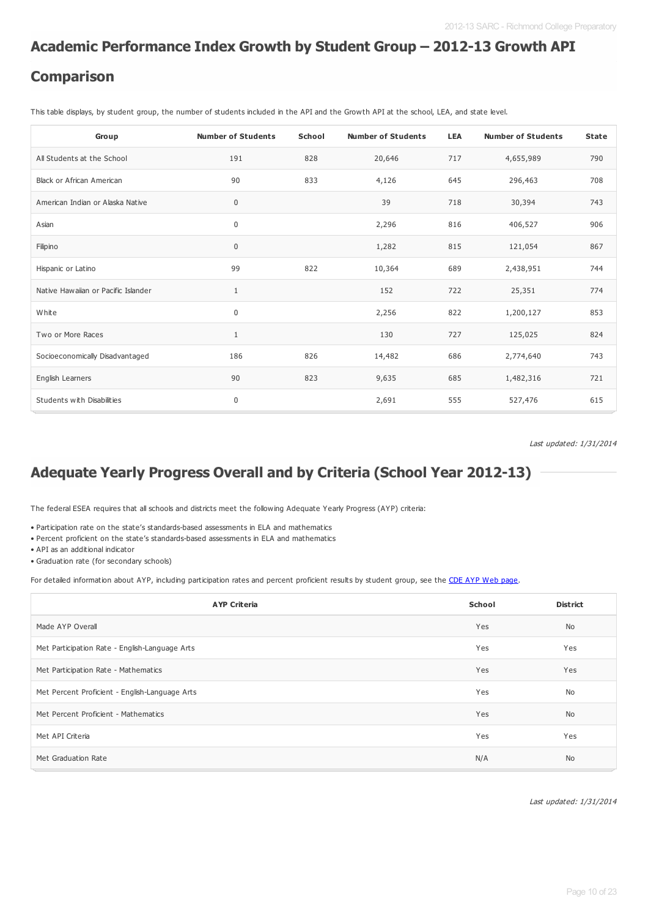## Academic Performance Index Growth by Student Group – 2012-13 Growth API Comparison

This table displays, by student group, the number of students included in the API and the Growth API at the school, LEA, and state level.

| Group | Number of Students | School | Number of Students | LEA | Number of Students | State |
|---|---|---|---|---|---|---|
| All Students at the School | 191 | 828 | 20,646 | 717 | 4,655,989 | 790 |
| Black or African American | 90 | 833 | 4,126 | 645 | 296,463 | 708 |
| American Indian or Alaska Native | 0 | | 39 | 718 | 30,394 | 743 |
| Asian | 0 | | 2,296 | 816 | 406,527 | 906 |
| Filipino | 0 | | 1,282 | 815 | 121,054 | 867 |
| Hispanic or Latino | 99 | 822 | 10,364 | 689 | 2,438,951 | 744 |
| Native Hawaiian or Pacific Islander | 1 | | 152 | 722 | 25,351 | 774 |
| White | 0 | | 2,256 | 822 | 1,200,127 | 853 |
| Two or More Races | 1 | | 130 | 727 | 125,025 | 824 |
| Socioeconomically Disadvantaged | 186 | 826 | 14,482 | 686 | 2,774,640 | 743 |
| English Learners | 90 | 823 | 9,635 | 685 | 1,482,316 | 721 |
| Students with Disabilities | 0 | | 2,691 | 555 | 527,476 | 615 |

*Last updated: 1/31/2014*

## Adequate Yearly Progress Overall and by Criteria (School Year 2012-13)

The federal ESEA requires that all schools and districts meet the following Adequate Yearly Progress (AYP) criteria:

- Participation rate on the state's standards-based assessments in ELA and mathematics
- Percent proficient on the state's standards-based assessments in ELA and mathematics
- API as an additional indicator
- Graduation rate (for secondary schools)

For detailed information about AYP, including participation rates and percent proficient results by student group, see the CDE AYP Web page.

| AYP Criteria | School | District |
|---|---|---|
| Made AYP Overall | Yes | No |
| Met Participation Rate - English-Language Arts | Yes | Yes |
| Met Participation Rate - Mathematics | Yes | Yes |
| Met Percent Proficient - English-Language Arts | Yes | No |
| Met Percent Proficient - Mathematics | Yes | No |
| Met API Criteria | Yes | Yes |
| Met Graduation Rate | N/A | No |

*Last updated: 1/31/2014*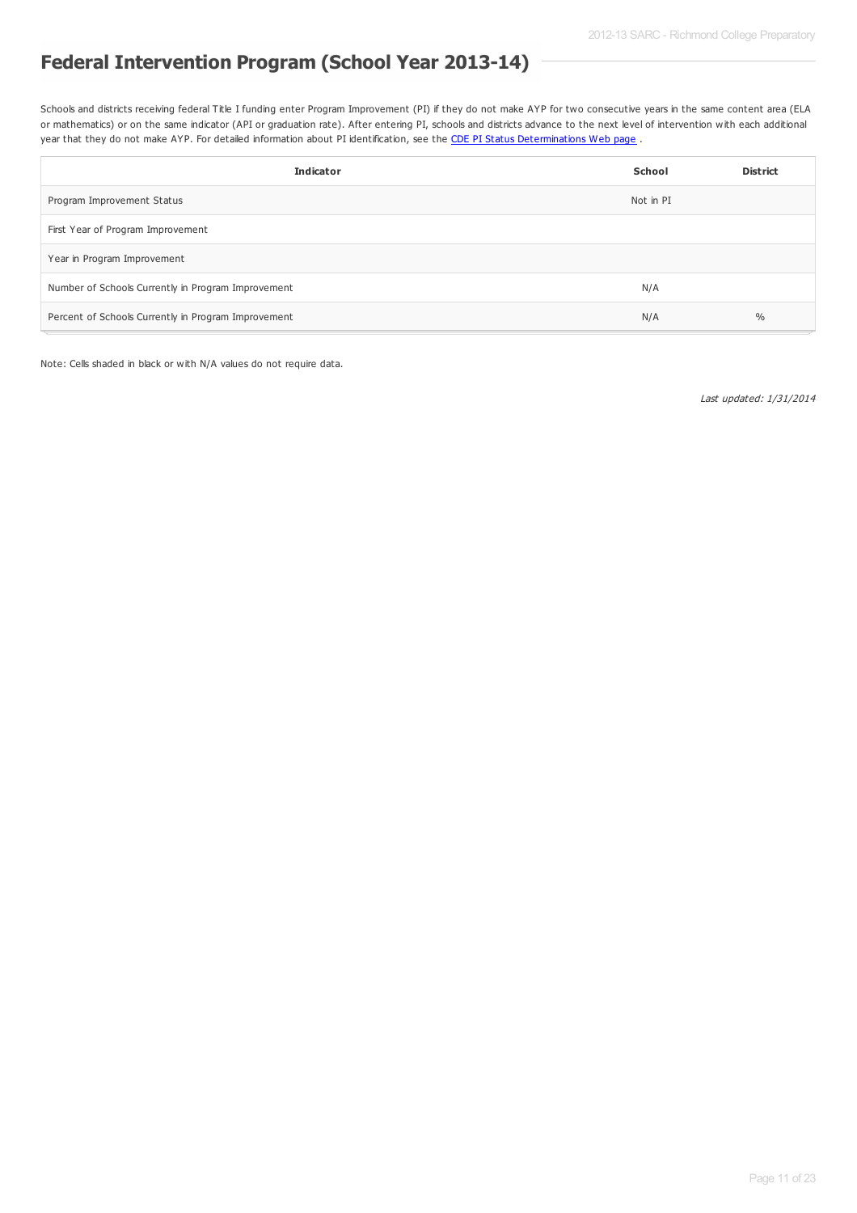## Federal Intervention Program (School Year 2013-14)

Schools and districts receiving federal Title I funding enter Program Improvement (PI) if they do not make AYP for two consecutive years in the same content area (ELA or mathematics) or on the same indicator (API or graduation rate). After entering PI, schools and districts advance to the next level of intervention with each additional year that they do not make AYP. For detailed information about PI identification, see the [CDE PI Status Determinations Web page](CDE PI Status Determinations Web page) .

| Indicator | School | District |
|---|---|---|
| Program Improvement Status | Not in PI | |
| First Year of Program Improvement | | |
| Year in Program Improvement | | |
| Number of Schools Currently in Program Improvement | N/A | |
| Percent of Schools Currently in Program Improvement | N/A | % |

Note: Cells shaded in black or with N/A values do not require data.

*Last updated: 1/31/2014*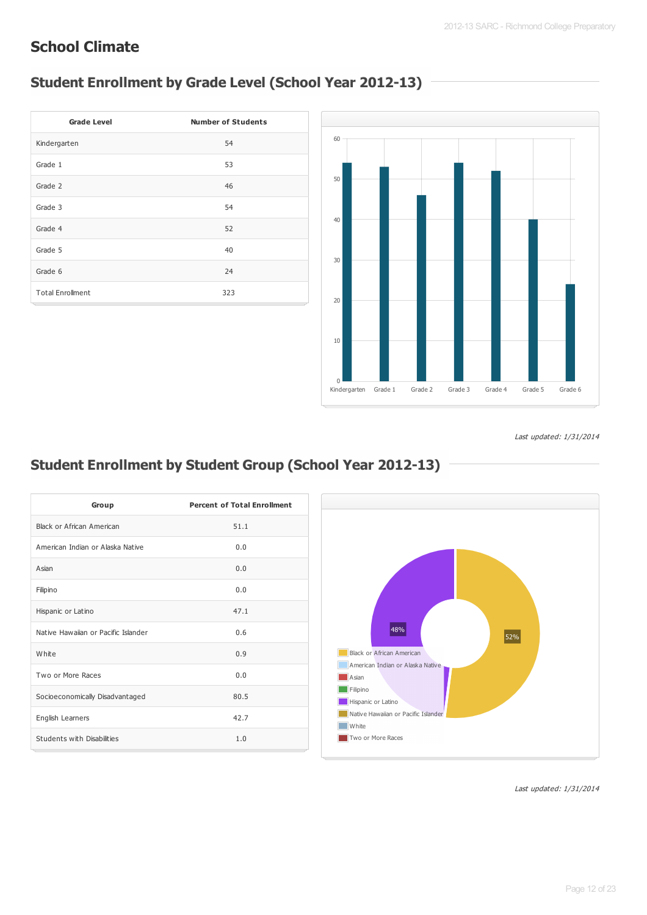# School Climate

## Student Enrollment by Grade Level (School Year 2012-13)

| Grade Level | Number of Students |
|---|---|
| Kindergarten | 54 |
| Grade 1 | 53 |
| Grade 2 | 46 |
| Grade 3 | 54 |
| Grade 4 | 52 |
| Grade 5 | 40 |
| Grade 6 | 24 |
| Total Enrollment | 323 |

*Last updated: 1/31/2014*

## Student Enrollment by Student Group (School Year 2012-13)

| Group | Percent of Total Enrollment |
|---|---|
| Black or African American | 51.1 |
| American Indian or Alaska Native | 0.0 |
| Asian | 0.0 |
| Filipino | 0.0 |
| Hispanic or Latino | 47.1 |
| Native Hawaiian or Pacific Islander | 0.6 |
| White | 0.9 |
| Two or More Races | 0.0 |
| Socioeconomically Disadvantaged | 80.5 |
| English Learners | 42.7 |
| Students with Disabilities | 1.0 |

*Last updated: 1/31/2014*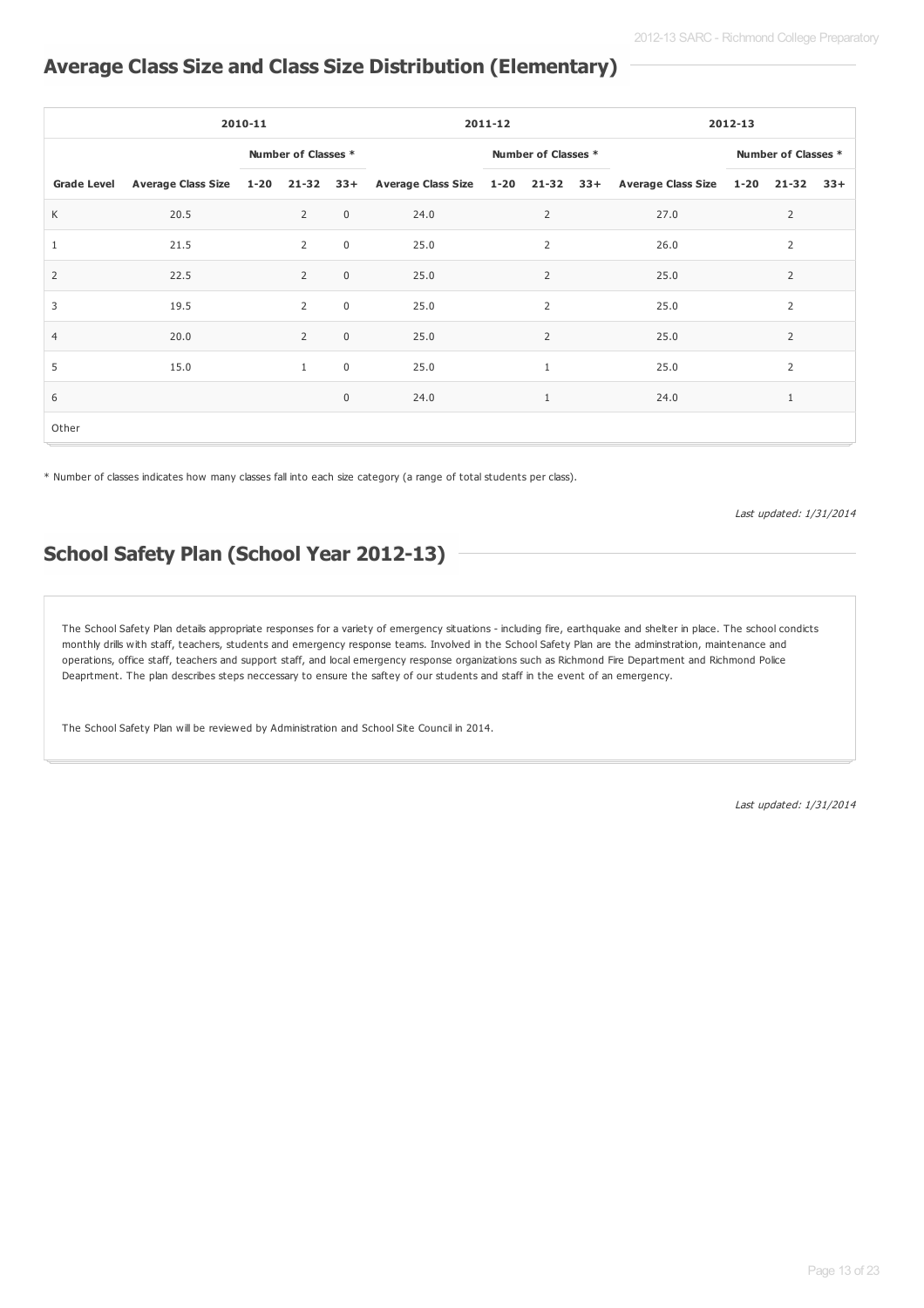## Average Class Size and Class Size Distribution (Elementary)

| | 2010-11 | | | | 2011-12 | | | | 2012-13 | | | |
|---|---|---|---|---|---|---|---|---|---|---|---|---|
| | | Number of Classes * | | | | Number of Classes * | | | | Number of Classes * | | |
| Grade Level | Average Class Size | 1-20 | 21-32 | 33+ | Average Class Size | 1-20 | 21-32 | 33+ | Average Class Size | 1-20 | 21-32 | 33+ |
| K | 20.5 | | 2 | 0 | 24.0 | | 2 | | 27.0 | | 2 | |
| 1 | 21.5 | | 2 | 0 | 25.0 | | 2 | | 26.0 | | 2 | |
| 2 | 22.5 | | 2 | 0 | 25.0 | | 2 | | 25.0 | | 2 | |
| 3 | 19.5 | | 2 | 0 | 25.0 | | 2 | | 25.0 | | 2 | |
| 4 | 20.0 | | 2 | 0 | 25.0 | | 2 | | 25.0 | | 2 | |
| 5 | 15.0 | | 1 | 0 | 25.0 | | 1 | | 25.0 | | 2 | |
| 6 | | | | 0 | 24.0 | | 1 | | 24.0 | | 1 | |
| Other | | | | | | | | | | | | |

* Number of classes indicates how many classes fall into each size category (a range of total students per class).

*Last updated: 1/31/2014*

## School Safety Plan (School Year 2012-13)

The School Safety Plan details appropriate responses for a variety of emergency situations - including fire, earthquake and shelter in place. The school condicts monthly drills with staff, teachers, students and emergency response teams. Involved in the School Safety Plan are the adminstration, maintenance and operations, office staff, teachers and support staff, and local emergency response organizations such as Richmond Fire Department and Richmond Police Deaprtment. The plan describes steps neccessary to ensure the saftey of our students and staff in the event of an emergency.

The School Safety Plan will be reviewed by Administration and School Site Council in 2014.

*Last updated: 1/31/2014*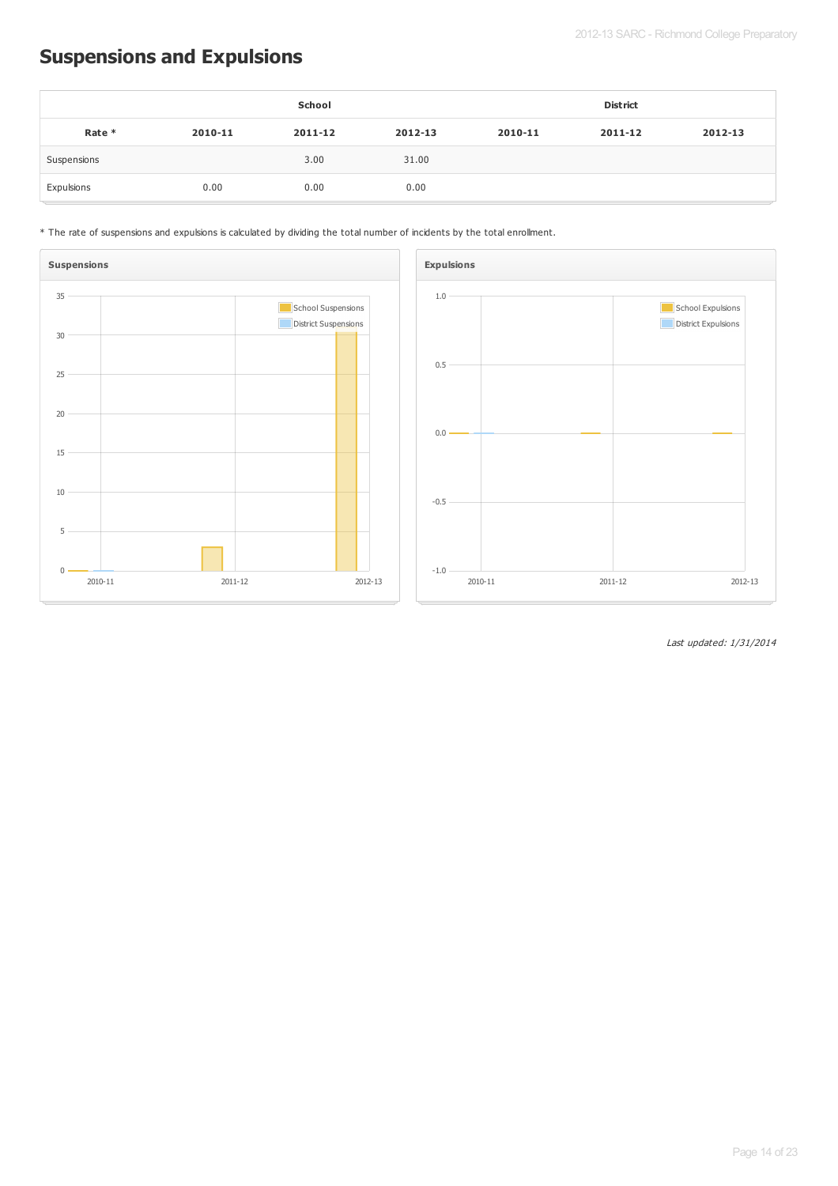## Suspensions and Expulsions

| Rate * | School | | | District | | |
|---|---|---|---|---|---|---|
| | 2010-11 | 2011-12 | 2012-13 | 2010-11 | 2011-12 | 2012-13 |
| Suspensions | | 3.00 | 31.00 | | | |
| Expulsions | 0.00 | 0.00 | 0.00 | | | |

* The rate of suspensions and expulsions is calculated by dividing the total number of incidents by the total enrollment.

*Last updated: 1/31/2014*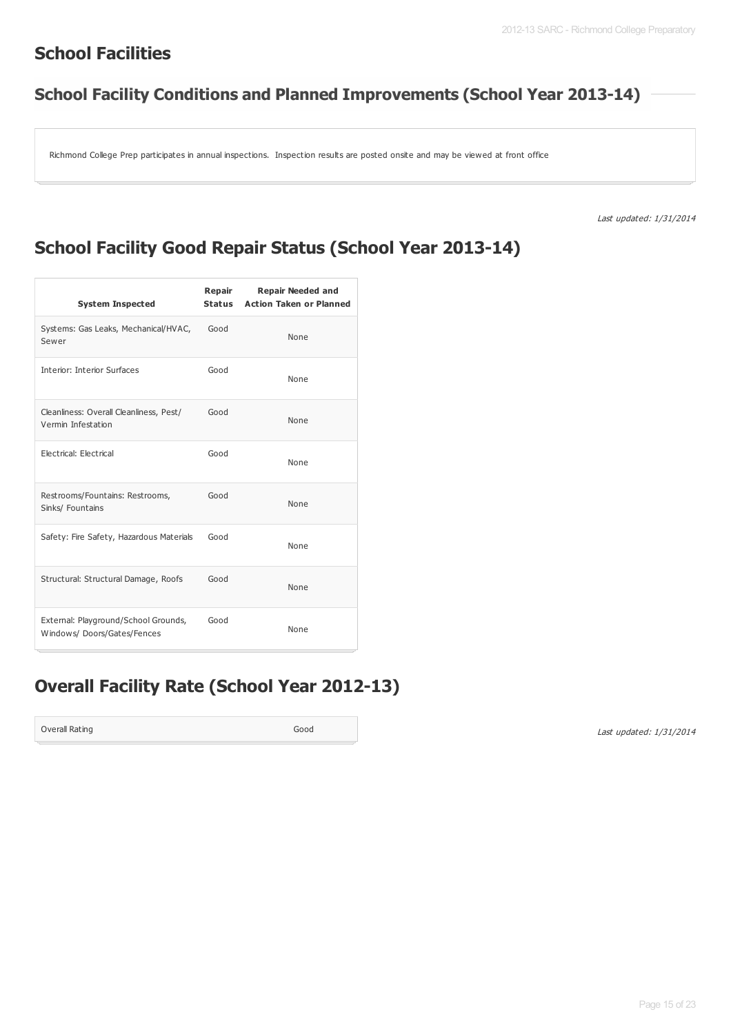## School Facilities

### School Facility Conditions and Planned Improvements (School Year 2013-14)

Richmond College Prep participates in annual inspections. Inspection results are posted onsite and may be viewed at front office

*Last updated: 1/31/2014*

## School Facility Good Repair Status (School Year 2013-14)

| System Inspected | Repair Status | Repair Needed and Action Taken or Planned |
|---|---|---|
| Systems: Gas Leaks, Mechanical/HVAC, Sewer | Good | None |
| Interior: Interior Surfaces | Good | None |
| Cleanliness: Overall Cleanliness, Pest/ Vermin Infestation | Good | None |
| Electrical: Electrical | Good | None |
| Restrooms/Fountains: Restrooms, Sinks/ Fountains | Good | None |
| Safety: Fire Safety, Hazardous Materials | Good | None |
| Structural: Structural Damage, Roofs | Good | None |
| External: Playground/School Grounds, Windows/ Doors/Gates/Fences | Good | None |

## Overall Facility Rate (School Year 2012-13)

| Overall Rating | Good |
|---|---|

*Last updated: 1/31/2014*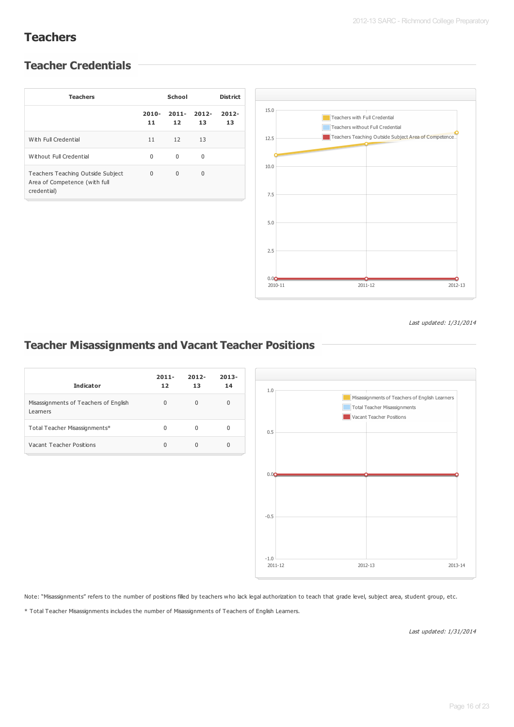# Teachers

## Teacher Credentials

| Teachers | School | | | District |
|---|---|---|---|---|
| | 2010-11 | 2011-12 | 2012-13 | 2012-13 |
| With Full Credential | 11 | 12 | 13 | |
| Without Full Credential | 0 | 0 | 0 | |
| Teachers Teaching Outside Subject Area of Competence (with full credential) | 0 | 0 | 0 | |

*Last updated: 1/31/2014*

## Teacher Misassignments and Vacant Teacher Positions

| Indicator | 2011-12 | 2012-13 | 2013-14 |
|---|---|---|---|
| Misassignments of Teachers of English Learners | 0 | 0 | 0 |
| Total Teacher Misassignments* | 0 | 0 | 0 |
| Vacant Teacher Positions | 0 | 0 | 0 |

Note: "Misassignments" refers to the number of positions filled by teachers who lack legal authorization to teach that grade level, subject area, student group, etc.

* Total Teacher Misassignments includes the number of Misassignments of Teachers of English Learners.

*Last updated: 1/31/2014*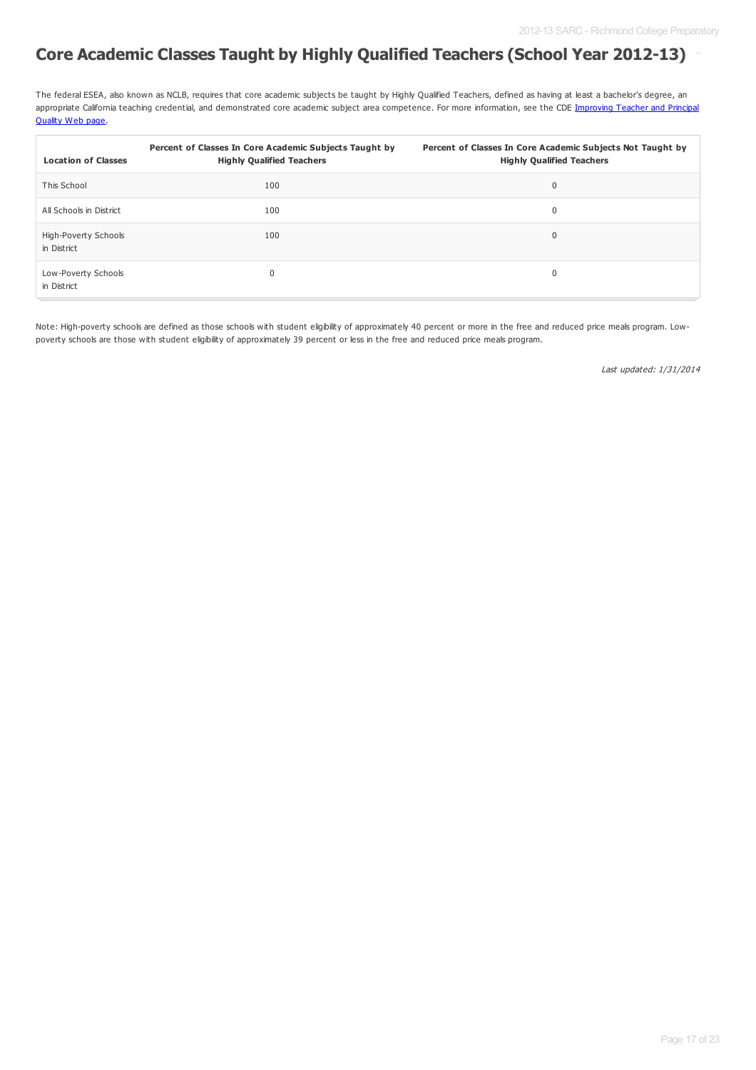## Core Academic Classes Taught by Highly Qualified Teachers (School Year 2012-13)

The federal ESEA, also known as NCLB, requires that core academic subjects be taught by Highly Qualified Teachers, defined as having at least a bachelor's degree, an appropriate California teaching credential, and demonstrated core academic subject area competence. For more information, see the CDE Improving Teacher and Principal Quality Web page.

| Location of Classes | Percent of Classes In Core Academic Subjects Taught by Highly Qualified Teachers | Percent of Classes In Core Academic Subjects Not Taught by Highly Qualified Teachers |
|---|---|---|
| This School | 100 | 0 |
| All Schools in District | 100 | 0 |
| High-Poverty Schools in District | 100 | 0 |
| Low-Poverty Schools in District | 0 | 0 |

Note: High-poverty schools are defined as those schools with student eligibility of approximately 40 percent or more in the free and reduced price meals program. Low-poverty schools are those with student eligibility of approximately 39 percent or less in the free and reduced price meals program.

*Last updated: 1/31/2014*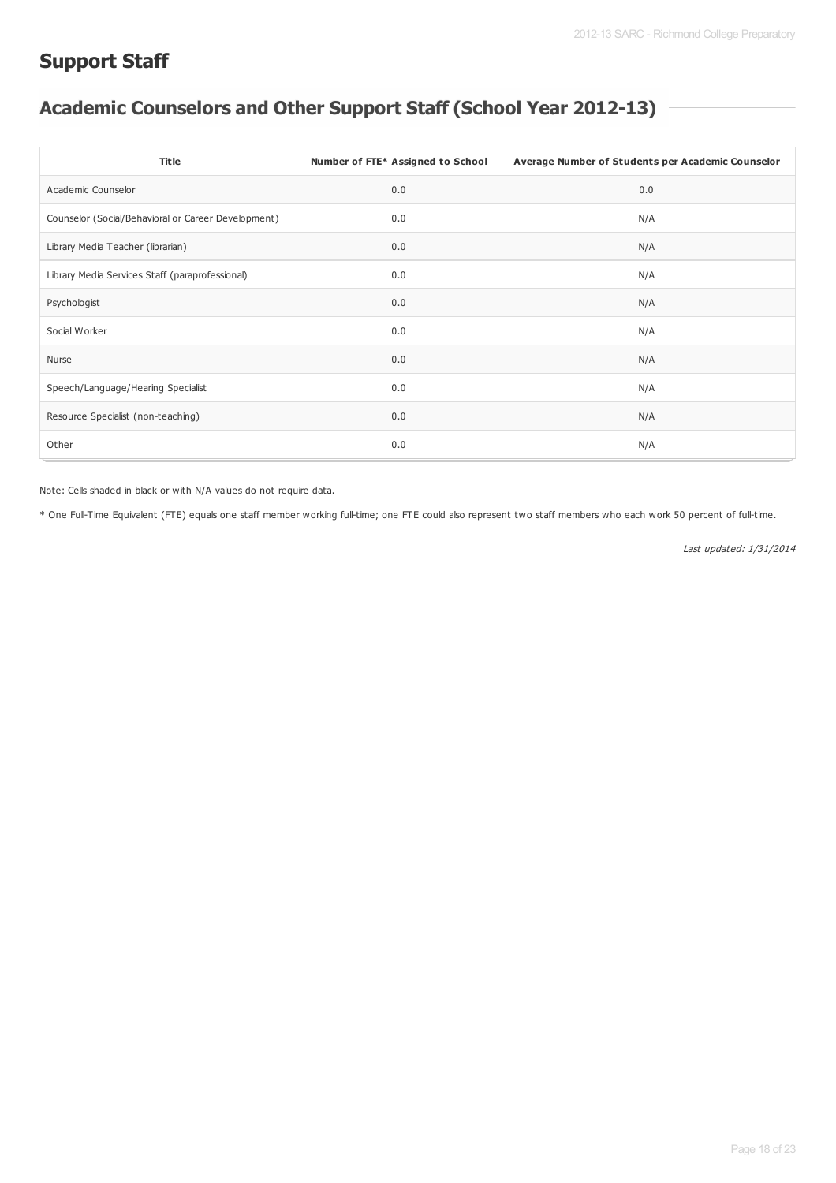# Support Staff

## Academic Counselors and Other Support Staff (School Year 2012-13)

| Title | Number of FTE* Assigned to School | Average Number of Students per Academic Counselor |
|---|---|---|
| Academic Counselor | 0.0 | 0.0 |
| Counselor (Social/Behavioral or Career Development) | 0.0 | N/A |
| Library Media Teacher (librarian) | 0.0 | N/A |
| Library Media Services Staff (paraprofessional) | 0.0 | N/A |
| Psychologist | 0.0 | N/A |
| Social Worker | 0.0 | N/A |
| Nurse | 0.0 | N/A |
| Speech/Language/Hearing Specialist | 0.0 | N/A |
| Resource Specialist (non-teaching) | 0.0 | N/A |
| Other | 0.0 | N/A |

Note: Cells shaded in black or with N/A values do not require data.

* One Full-Time Equivalent (FTE) equals one staff member working full-time; one FTE could also represent two staff members who each work 50 percent of full-time.

*Last updated: 1/31/2014*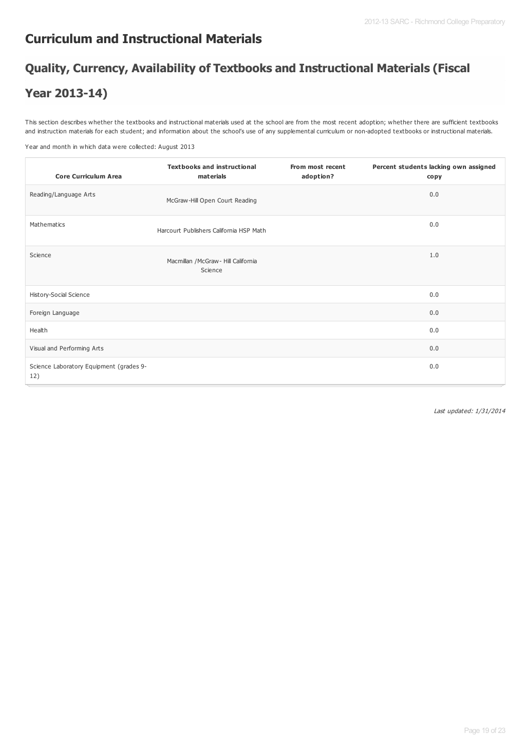## Curriculum and Instructional Materials

## Quality, Currency, Availability of Textbooks and Instructional Materials (Fiscal Year 2013-14)

This section describes whether the textbooks and instructional materials used at the school are from the most recent adoption; whether there are sufficient textbooks and instruction materials for each student; and information about the school's use of any supplemental curriculum or non-adopted textbooks or instructional materials.

Year and month in which data were collected: August 2013

| Core Curriculum Area | Textbooks and instructional materials | From most recent adoption? | Percent students lacking own assigned copy |
|---|---|---|---|
| Reading/Language Arts | McGraw-Hill Open Court Reading | | 0.0 |
| Mathematics | Harcourt Publishers California HSP Math | | 0.0 |
| Science | Macmillan /McGraw- Hill California Science | | 1.0 |
| History-Social Science | | | 0.0 |
| Foreign Language | | | 0.0 |
| Health | | | 0.0 |
| Visual and Performing Arts | | | 0.0 |
| Science Laboratory Equipment (grades 9-12) | | | 0.0 |

*Last updated: 1/31/2014*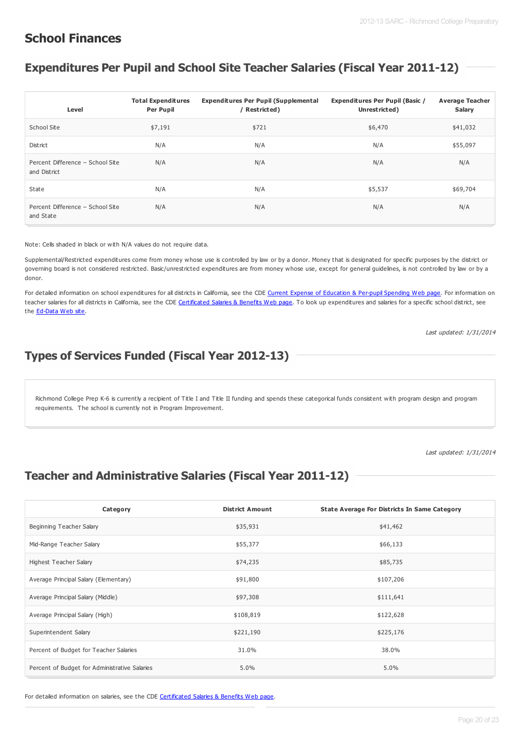# School Finances

## Expenditures Per Pupil and School Site Teacher Salaries (Fiscal Year 2011-12)

| Level | Total Expenditures Per Pupil | Expenditures Per Pupil (Supplemental / Restricted) | Expenditures Per Pupil (Basic / Unrestricted) | Average Teacher Salary |
|---|---|---|---|---|
| School Site | $7,191 | $721 | $6,470 | $41,032 |
| District | N/A | N/A | N/A | $55,097 |
| Percent Difference – School Site and District | N/A | N/A | N/A | N/A |
| State | N/A | N/A | $5,537 | $69,704 |
| Percent Difference – School Site and State | N/A | N/A | N/A | N/A |

Note: Cells shaded in black or with N/A values do not require data.

Supplemental/Restricted expenditures come from money whose use is controlled by law or by a donor. Money that is designated for specific purposes by the district or governing board is not considered restricted. Basic/unrestricted expenditures are from money whose use, except for general guidelines, is not controlled by law or by a donor.

For detailed information on school expenditures for all districts in California, see the CDE Current Expense of Education & Per-pupil Spending Web page. For information on teacher salaries for all districts in California, see the CDE Certificated Salaries & Benefits Web page. To look up expenditures and salaries for a specific school district, see the Ed-Data Web site.

*Last updated: 1/31/2014*

## Types of Services Funded (Fiscal Year 2012-13)

Richmond College Prep K-6 is currently a recipient of Title I and Title II funding and spends these categorical funds consistent with program design and program requirements. The school is currently not in Program Improvement.

*Last updated: 1/31/2014*

## Teacher and Administrative Salaries (Fiscal Year 2011-12)

| Category | District Amount | State Average For Districts In Same Category |
|---|---|---|
| Beginning Teacher Salary | $35,931 | $41,462 |
| Mid-Range Teacher Salary | $55,377 | $66,133 |
| Highest Teacher Salary | $74,235 | $85,735 |
| Average Principal Salary (Elementary) | $91,800 | $107,206 |
| Average Principal Salary (Middle) | $97,308 | $111,641 |
| Average Principal Salary (High) | $108,819 | $122,628 |
| Superintendent Salary | $221,190 | $225,176 |
| Percent of Budget for Teacher Salaries | 31.0% | 38.0% |
| Percent of Budget for Administrative Salaries | 5.0% | 5.0% |

For detailed information on salaries, see the CDE Certificated Salaries & Benefits Web page.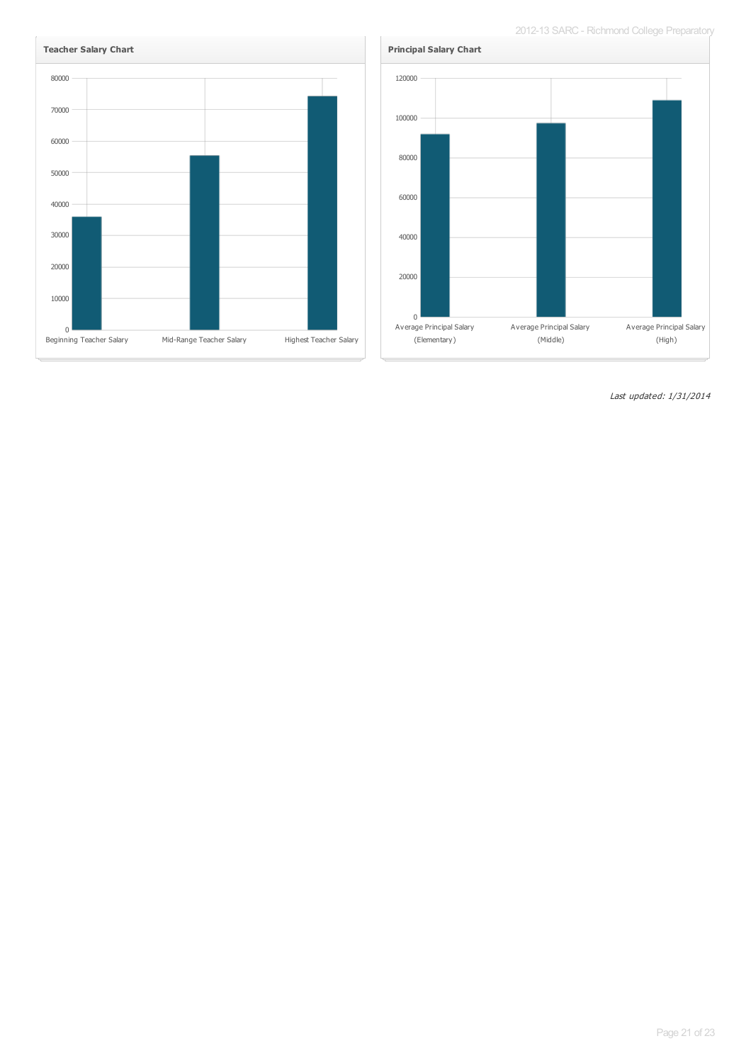**Teacher Salary Chart**

80000
70000
60000
50000
40000
30000
20000
10000
0

Beginning Teacher Salary | Mid-Range Teacher Salary | Highest Teacher Salary

**Principal Salary Chart**

120000
100000
80000
60000
40000
20000
0

Average Principal Salary (Elementary) | Average Principal Salary (Middle) | Average Principal Salary (High)

*Last updated: 1/31/2014*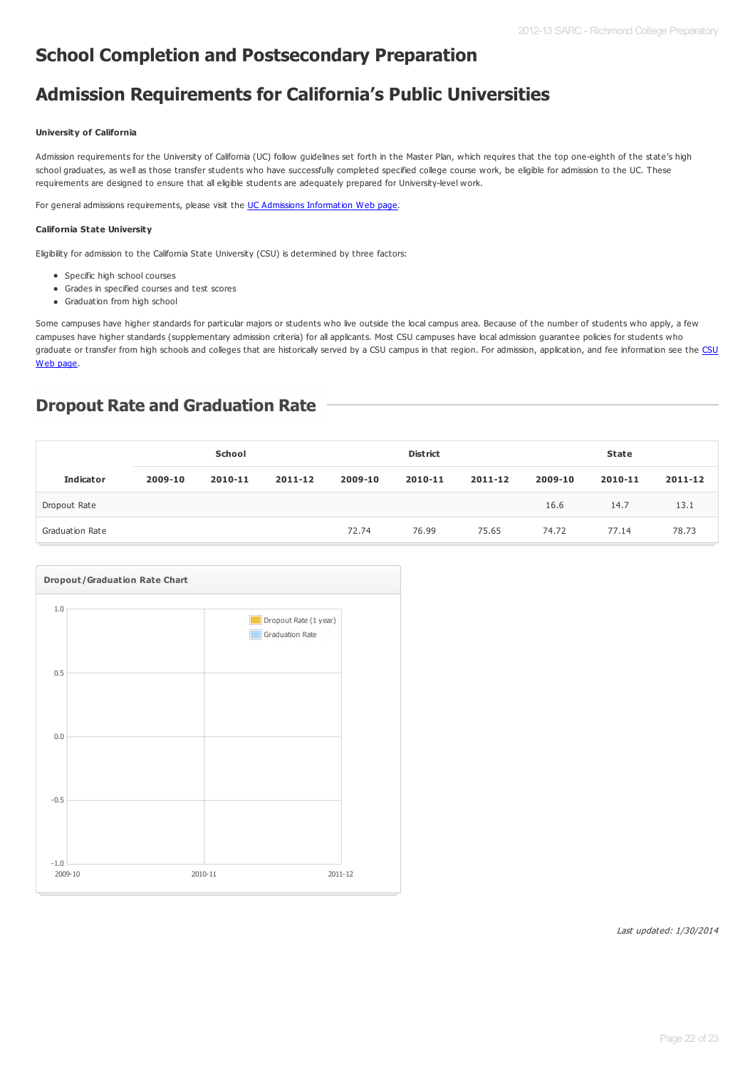# School Completion and Postsecondary Preparation

# Admission Requirements for California's Public Universities

**University of California**

Admission requirements for the University of California (UC) follow guidelines set forth in the Master Plan, which requires that the top one-eighth of the state's high school graduates, as well as those transfer students who have successfully completed specified college course work, be eligible for admission to the UC. These requirements are designed to ensure that all eligible students are adequately prepared for University-level work.

For general admissions requirements, please visit the UC Admissions Information Web page.

**California State University**

Eligibility for admission to the California State University (CSU) is determined by three factors:

- Specific high school courses
- Grades in specified courses and test scores
- Graduation from high school

Some campuses have higher standards for particular majors or students who live outside the local campus area. Because of the number of students who apply, a few campuses have higher standards (supplementary admission criteria) for all applicants. Most CSU campuses have local admission guarantee policies for students who graduate or transfer from high schools and colleges that are historically served by a CSU campus in that region. For admission, application, and fee information see the CSU Web page.

## Dropout Rate and Graduation Rate

| | School | | | District | | | State | | |
|---|---|---|---|---|---|---|---|---|---|
| **Indicator** | **2009-10** | **2010-11** | **2011-12** | **2009-10** | **2010-11** | **2011-12** | **2009-10** | **2010-11** | **2011-12** |
| Dropout Rate | | | | | | | 16.6 | 14.7 | 13.1 |
| Graduation Rate | | | | 72.74 | 76.99 | 75.65 | 74.72 | 77.14 | 78.73 |

**Dropout/Graduation Rate Chart**

Dropout Rate (1 year)
Graduation Rate

1.0
0.5
0.0
-0.5
-1.0

2009-10 2010-11 2011-12

*Last updated: 1/30/2014*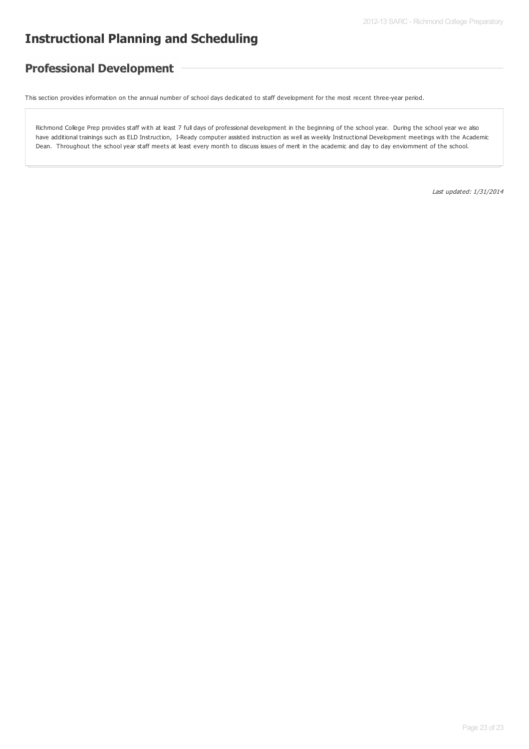# Instructional Planning and Scheduling

## Professional Development

This section provides information on the annual number of school days dedicated to staff development for the most recent three-year period.

Richmond College Prep provides staff with at least 7 full days of professional development in the beginning of the school year. During the school year we also have additional trainings such as ELD Instruction, I-Ready computer assisted instruction as well as weekly Instructional Development meetings with the Academic Dean. Throughout the school year staff meets at least every month to discuss issues of merit in the academic and day to day enviornment of the school.

*Last updated: 1/31/2014*